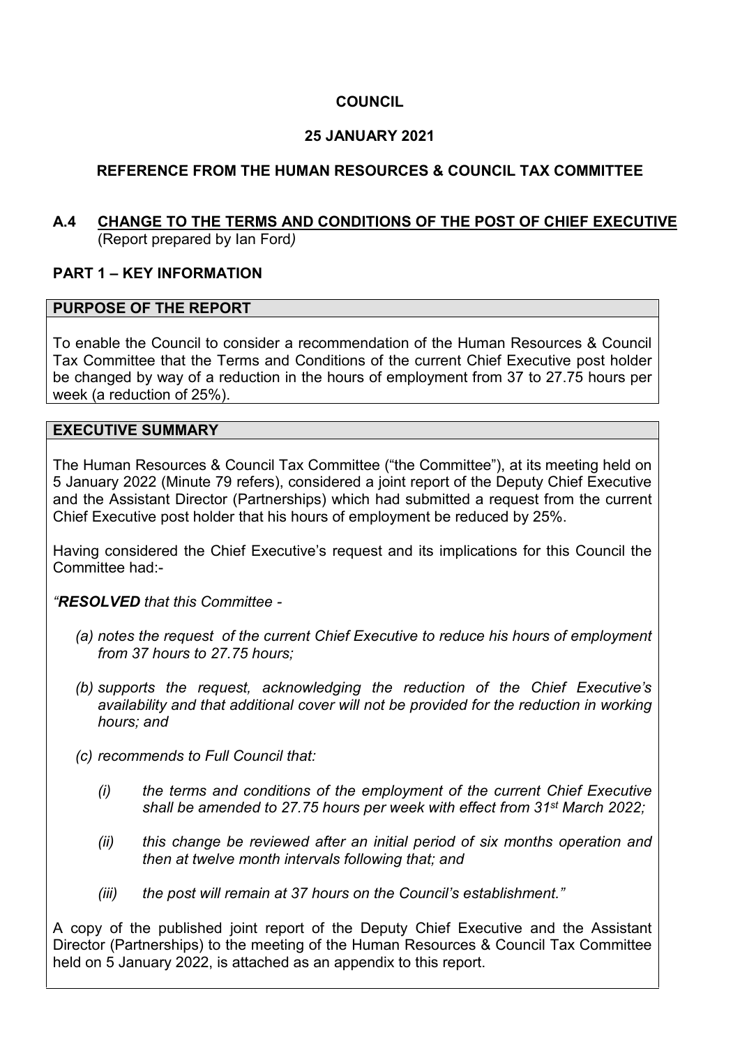**COUNCIL**

**25 JANUARY 2021**

**REFERENCE FROM THE HUMAN RESOURCES & COUNCIL TAX COMMITTEE**

## A.4 CHANGE TO THE TERMS AND CONDITIONS OF THE POST OF CHIEF EXECUTIVE

(Report prepared by Ian Ford*)*

### PART 1 – KEY INFORMATION

**PURPOSE OF THE REPORT**

To enable the Council to consider a recommendation of the Human Resources & Council Tax Committee that the Terms and Conditions of the current Chief Executive post holder be changed by way of a reduction in the hours of employment from 37 to 27.75 hours per week (a reduction of 25%).

**EXECUTIVE SUMMARY**

The Human Resources & Council Tax Committee ("the Committee"), at its meeting held on 5 January 2022 (Minute 79 refers), considered a joint report of the Deputy Chief Executive and the Assistant Director (Partnerships) which had submitted a request from the current Chief Executive post holder that his hours of employment be reduced by 25%.

Having considered the Chief Executive's request and its implications for this Council the Committee had:-

*"**RESOLVED** that this Committee -*

- *(a) notes the request of the current Chief Executive to reduce his hours of employment from 37 hours to 27.75 hours;*
- *(b) supports the request, acknowledging the reduction of the Chief Executive's availability and that additional cover will not be provided for the reduction in working hours; and*
- *(c) recommends to Full Council that:*
  - *(i) the terms and conditions of the employment of the current Chief Executive shall be amended to 27.75 hours per week with effect from 31st March 2022;*
  - *(ii) this change be reviewed after an initial period of six months operation and then at twelve month intervals following that; and*
  - *(iii) the post will remain at 37 hours on the Council's establishment."*

A copy of the published joint report of the Deputy Chief Executive and the Assistant Director (Partnerships) to the meeting of the Human Resources & Council Tax Committee held on 5 January 2022, is attached as an appendix to this report.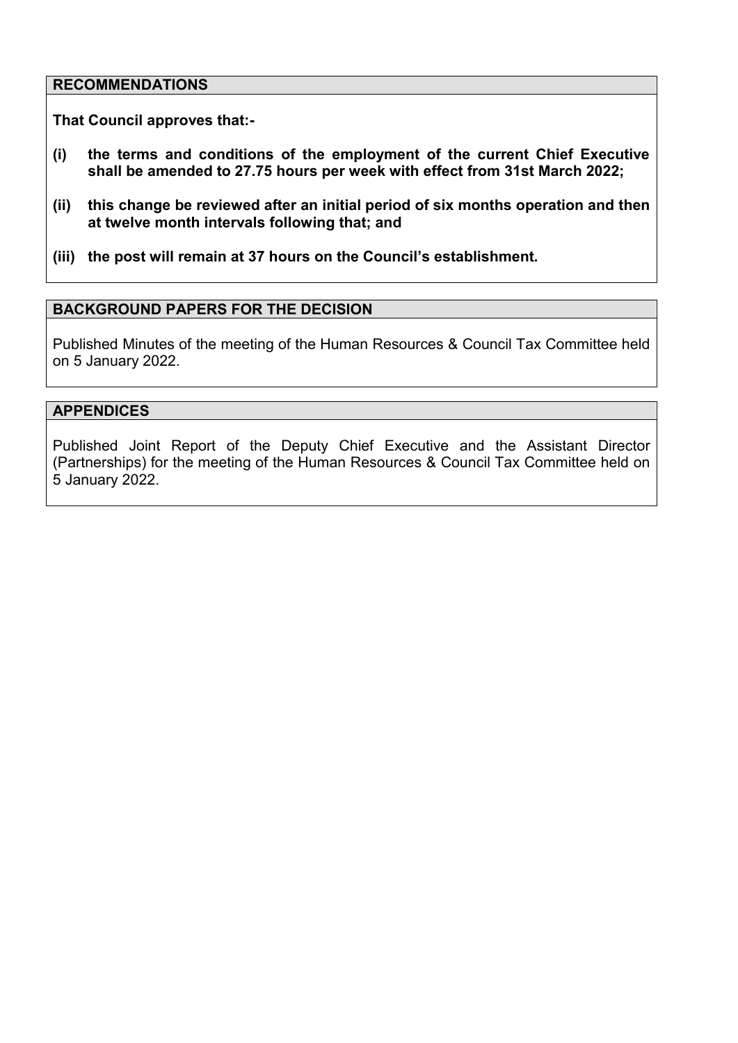## RECOMMENDATIONS

**That Council approves that:-**

**(i) the terms and conditions of the employment of the current Chief Executive shall be amended to 27.75 hours per week with effect from 31st March 2022;**

**(ii) this change be reviewed after an initial period of six months operation and then at twelve month intervals following that; and**

**(iii) the post will remain at 37 hours on the Council's establishment.**

## BACKGROUND PAPERS FOR THE DECISION

Published Minutes of the meeting of the Human Resources & Council Tax Committee held on 5 January 2022.

## APPENDICES

Published Joint Report of the Deputy Chief Executive and the Assistant Director (Partnerships) for the meeting of the Human Resources & Council Tax Committee held on 5 January 2022.